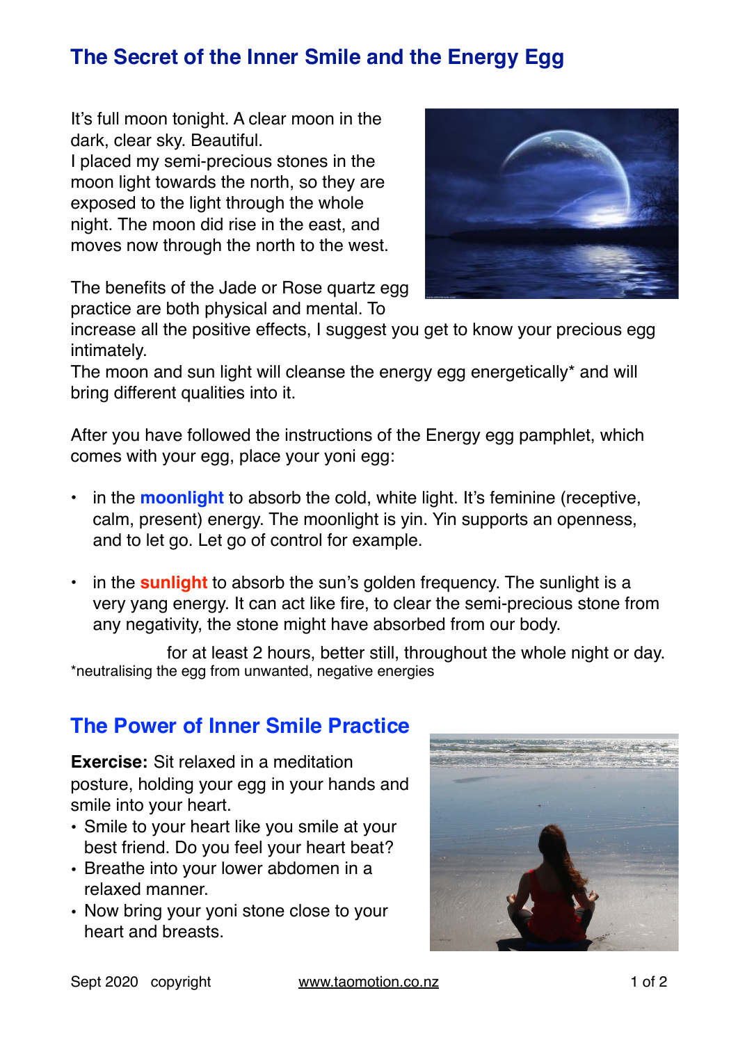## The Secret of the Inner Smile and the Energy Egg

It's full moon tonight. A clear moon in the dark, clear sky. Beautiful.
I placed my semi-precious stones in the moon light towards the north, so they are exposed to the light through the whole night. The moon did rise in the east, and moves now through the north to the west.

The benefits of the Jade or Rose quartz egg practice are both physical and mental. To increase all the positive effects, I suggest you get to know your precious egg intimately.
The moon and sun light will cleanse the energy egg energetically* and will bring different qualities into it.

After you have followed the instructions of the Energy egg pamphlet, which comes with your egg, place your yoni egg:

- in the **moonlight** to absorb the cold, white light. It's feminine (receptive, calm, present) energy. The moonlight is yin. Yin supports an openness, and to let go. Let go of control for example.

- in the **sunlight** to absorb the sun's golden frequency. The sunlight is a very yang energy. It can act like fire, to clear the semi-precious stone from any negativity, the stone might have absorbed from our body.

for at least 2 hours, better still, throughout the whole night or day.

*neutralising the egg from unwanted, negative energies

## The Power of Inner Smile Practice

**Exercise:** Sit relaxed in a meditation posture, holding your egg in your hands and smile into your heart.

- Smile to your heart like you smile at your best friend. Do you feel your heart beat?
- Breathe into your lower abdomen in a relaxed manner.
- Now bring your yoni stone close to your heart and breasts.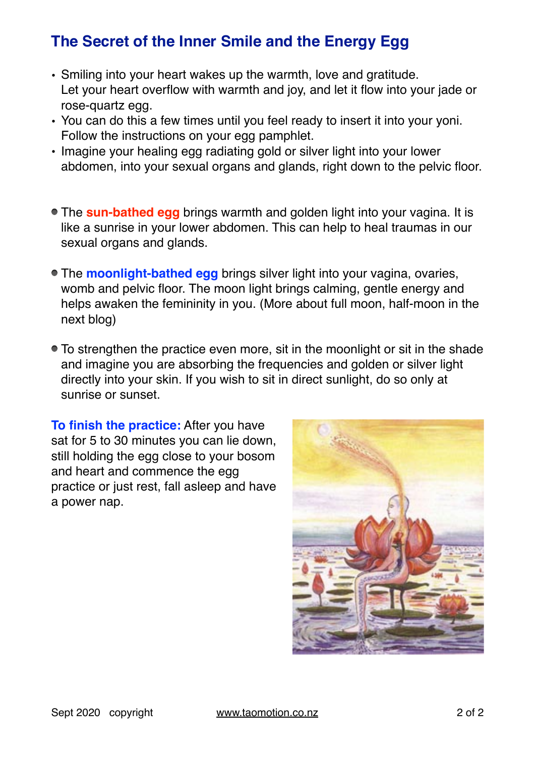## The Secret of the Inner Smile and the Energy Egg

- Smiling into your heart wakes up the warmth, love and gratitude. Let your heart overflow with warmth and joy, and let it flow into your jade or rose-quartz egg.
- You can do this a few times until you feel ready to insert it into your yoni. Follow the instructions on your egg pamphlet.
- Imagine your healing egg radiating gold or silver light into your lower abdomen, into your sexual organs and glands, right down to the pelvic floor.

- The **sun-bathed egg** brings warmth and golden light into your vagina. It is like a sunrise in your lower abdomen. This can help to heal traumas in our sexual organs and glands.

- The **moonlight-bathed egg** brings silver light into your vagina, ovaries, womb and pelvic floor. The moon light brings calming, gentle energy and helps awaken the femininity in you. (More about full moon, half-moon in the next blog)

- To strengthen the practice even more, sit in the moonlight or sit in the shade and imagine you are absorbing the frequencies and golden or silver light directly into your skin. If you wish to sit in direct sunlight, do so only at sunrise or sunset.

**To finish the practice:** After you have sat for 5 to 30 minutes you can lie down, still holding the egg close to your bosom and heart and commence the egg practice or just rest, fall asleep and have a power nap.

Sept 2020 copyright www.taomotion.co.nz